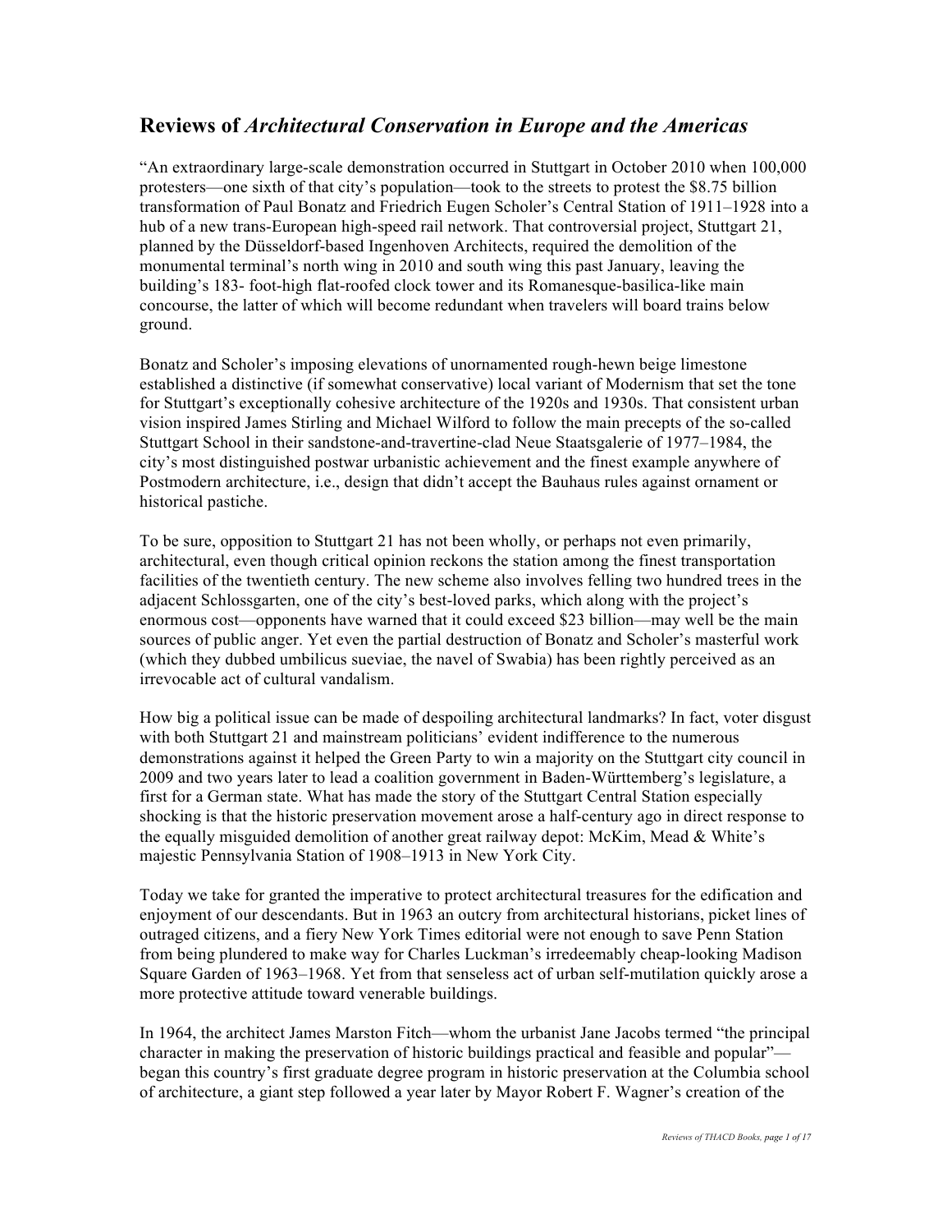## Reviews of *Architectural Conservation in Europe and the Americas*

"An extraordinary large-scale demonstration occurred in Stuttgart in October 2010 when 100,000 protesters—one sixth of that city's population—took to the streets to protest the $8.75 billion transformation of Paul Bonatz and Friedrich Eugen Scholer's Central Station of 1911–1928 into a hub of a new trans-European high-speed rail network. That controversial project, Stuttgart 21, planned by the Düsseldorf-based Ingenhoven Architects, required the demolition of the monumental terminal's north wing in 2010 and south wing this past January, leaving the building's 183- foot-high flat-roofed clock tower and its Romanesque-basilica-like main concourse, the latter of which will become redundant when travelers will board trains below ground.

Bonatz and Scholer's imposing elevations of unornamented rough-hewn beige limestone established a distinctive (if somewhat conservative) local variant of Modernism that set the tone for Stuttgart's exceptionally cohesive architecture of the 1920s and 1930s. That consistent urban vision inspired James Stirling and Michael Wilford to follow the main precepts of the so-called Stuttgart School in their sandstone-and-travertine-clad Neue Staatsgalerie of 1977–1984, the city's most distinguished postwar urbanistic achievement and the finest example anywhere of Postmodern architecture, i.e., design that didn't accept the Bauhaus rules against ornament or historical pastiche.

To be sure, opposition to Stuttgart 21 has not been wholly, or perhaps not even primarily, architectural, even though critical opinion reckons the station among the finest transportation facilities of the twentieth century. The new scheme also involves felling two hundred trees in the adjacent Schlossgarten, one of the city's best-loved parks, which along with the project's enormous cost—opponents have warned that it could exceed $23 billion—may well be the main sources of public anger. Yet even the partial destruction of Bonatz and Scholer's masterful work (which they dubbed umbilicus sueviae, the navel of Swabia) has been rightly perceived as an irrevocable act of cultural vandalism.

How big a political issue can be made of despoiling architectural landmarks? In fact, voter disgust with both Stuttgart 21 and mainstream politicians' evident indifference to the numerous demonstrations against it helped the Green Party to win a majority on the Stuttgart city council in 2009 and two years later to lead a coalition government in Baden-Württemberg's legislature, a first for a German state. What has made the story of the Stuttgart Central Station especially shocking is that the historic preservation movement arose a half-century ago in direct response to the equally misguided demolition of another great railway depot: McKim, Mead & White's majestic Pennsylvania Station of 1908–1913 in New York City.

Today we take for granted the imperative to protect architectural treasures for the edification and enjoyment of our descendants. But in 1963 an outcry from architectural historians, picket lines of outraged citizens, and a fiery New York Times editorial were not enough to save Penn Station from being plundered to make way for Charles Luckman's irredeemably cheap-looking Madison Square Garden of 1963–1968. Yet from that senseless act of urban self-mutilation quickly arose a more protective attitude toward venerable buildings.

In 1964, the architect James Marston Fitch—whom the urbanist Jane Jacobs termed "the principal character in making the preservation of historic buildings practical and feasible and popular"—began this country's first graduate degree program in historic preservation at the Columbia school of architecture, a giant step followed a year later by Mayor Robert F. Wagner's creation of the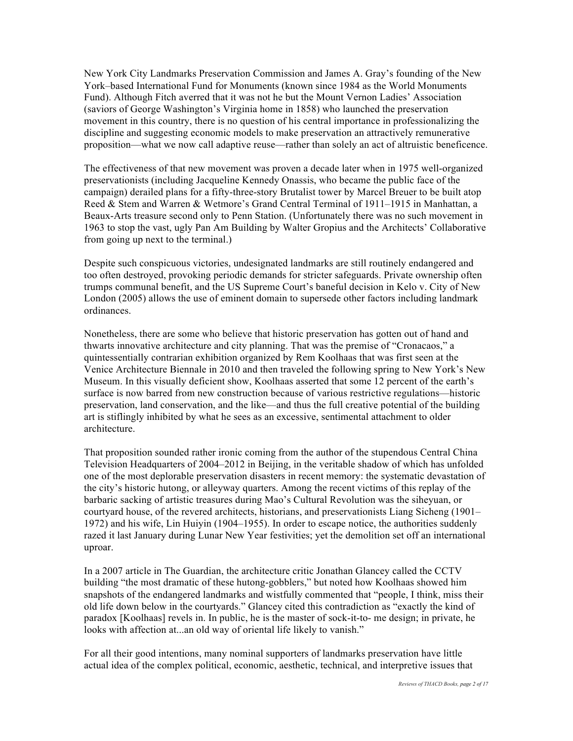New York City Landmarks Preservation Commission and James A. Gray's founding of the New York–based International Fund for Monuments (known since 1984 as the World Monuments Fund). Although Fitch averred that it was not he but the Mount Vernon Ladies' Association (saviors of George Washington's Virginia home in 1858) who launched the preservation movement in this country, there is no question of his central importance in professionalizing the discipline and suggesting economic models to make preservation an attractively remunerative proposition—what we now call adaptive reuse—rather than solely an act of altruistic beneficence.

The effectiveness of that new movement was proven a decade later when in 1975 well-organized preservationists (including Jacqueline Kennedy Onassis, who became the public face of the campaign) derailed plans for a fifty-three-story Brutalist tower by Marcel Breuer to be built atop Reed & Stem and Warren & Wetmore's Grand Central Terminal of 1911–1915 in Manhattan, a Beaux-Arts treasure second only to Penn Station. (Unfortunately there was no such movement in 1963 to stop the vast, ugly Pan Am Building by Walter Gropius and the Architects' Collaborative from going up next to the terminal.)

Despite such conspicuous victories, undesignated landmarks are still routinely endangered and too often destroyed, provoking periodic demands for stricter safeguards. Private ownership often trumps communal benefit, and the US Supreme Court's baneful decision in Kelo v. City of New London (2005) allows the use of eminent domain to supersede other factors including landmark ordinances.

Nonetheless, there are some who believe that historic preservation has gotten out of hand and thwarts innovative architecture and city planning. That was the premise of "Cronacaos," a quintessentially contrarian exhibition organized by Rem Koolhaas that was first seen at the Venice Architecture Biennale in 2010 and then traveled the following spring to New York's New Museum. In this visually deficient show, Koolhaas asserted that some 12 percent of the earth's surface is now barred from new construction because of various restrictive regulations—historic preservation, land conservation, and the like—and thus the full creative potential of the building art is stiflingly inhibited by what he sees as an excessive, sentimental attachment to older architecture.

That proposition sounded rather ironic coming from the author of the stupendous Central China Television Headquarters of 2004–2012 in Beijing, in the veritable shadow of which has unfolded one of the most deplorable preservation disasters in recent memory: the systematic devastation of the city's historic hutong, or alleyway quarters. Among the recent victims of this replay of the barbaric sacking of artistic treasures during Mao's Cultural Revolution was the siheyuan, or courtyard house, of the revered architects, historians, and preservationists Liang Sicheng (1901–1972) and his wife, Lin Huiyin (1904–1955). In order to escape notice, the authorities suddenly razed it last January during Lunar New Year festivities; yet the demolition set off an international uproar.

In a 2007 article in The Guardian, the architecture critic Jonathan Glancey called the CCTV building "the most dramatic of these hutong-gobblers," but noted how Koolhaas showed him snapshots of the endangered landmarks and wistfully commented that "people, I think, miss their old life down below in the courtyards." Glancey cited this contradiction as "exactly the kind of paradox [Koolhaas] revels in. In public, he is the master of sock-it-to- me design; in private, he looks with affection at...an old way of oriental life likely to vanish."

For all their good intentions, many nominal supporters of landmarks preservation have little actual idea of the complex political, economic, aesthetic, technical, and interpretive issues that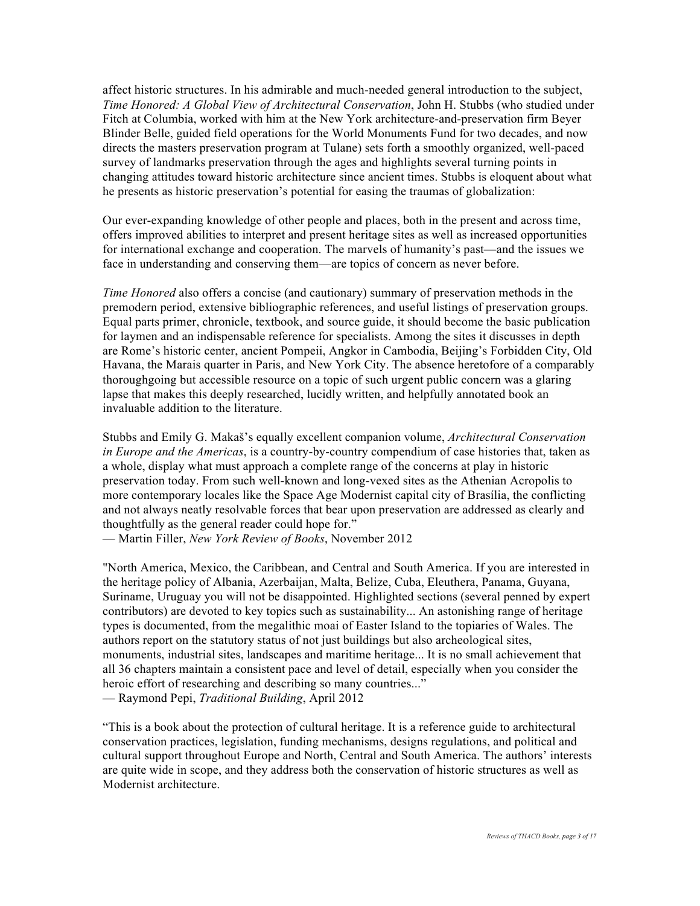affect historic structures. In his admirable and much-needed general introduction to the subject, *Time Honored: A Global View of Architectural Conservation*, John H. Stubbs (who studied under Fitch at Columbia, worked with him at the New York architecture-and-preservation firm Beyer Blinder Belle, guided field operations for the World Monuments Fund for two decades, and now directs the masters preservation program at Tulane) sets forth a smoothly organized, well-paced survey of landmarks preservation through the ages and highlights several turning points in changing attitudes toward historic architecture since ancient times. Stubbs is eloquent about what he presents as historic preservation's potential for easing the traumas of globalization:

Our ever-expanding knowledge of other people and places, both in the present and across time, offers improved abilities to interpret and present heritage sites as well as increased opportunities for international exchange and cooperation. The marvels of humanity's past—and the issues we face in understanding and conserving them—are topics of concern as never before.

*Time Honored* also offers a concise (and cautionary) summary of preservation methods in the premodern period, extensive bibliographic references, and useful listings of preservation groups. Equal parts primer, chronicle, textbook, and source guide, it should become the basic publication for laymen and an indispensable reference for specialists. Among the sites it discusses in depth are Rome's historic center, ancient Pompeii, Angkor in Cambodia, Beijing's Forbidden City, Old Havana, the Marais quarter in Paris, and New York City. The absence heretofore of a comparably thoroughgoing but accessible resource on a topic of such urgent public concern was a glaring lapse that makes this deeply researched, lucidly written, and helpfully annotated book an invaluable addition to the literature.

Stubbs and Emily G. Makaš's equally excellent companion volume, *Architectural Conservation in Europe and the Americas*, is a country-by-country compendium of case histories that, taken as a whole, display what must approach a complete range of the concerns at play in historic preservation today. From such well-known and long-vexed sites as the Athenian Acropolis to more contemporary locales like the Space Age Modernist capital city of Brasília, the conflicting and not always neatly resolvable forces that bear upon preservation are addressed as clearly and thoughtfully as the general reader could hope for."
— Martin Filler, *New York Review of Books*, November 2012

"North America, Mexico, the Caribbean, and Central and South America. If you are interested in the heritage policy of Albania, Azerbaijan, Malta, Belize, Cuba, Eleuthera, Panama, Guyana, Suriname, Uruguay you will not be disappointed. Highlighted sections (several penned by expert contributors) are devoted to key topics such as sustainability... An astonishing range of heritage types is documented, from the megalithic moai of Easter Island to the topiaries of Wales. The authors report on the statutory status of not just buildings but also archeological sites, monuments, industrial sites, landscapes and maritime heritage... It is no small achievement that all 36 chapters maintain a consistent pace and level of detail, especially when you consider the heroic effort of researching and describing so many countries..."
— Raymond Pepi, *Traditional Building*, April 2012

"This is a book about the protection of cultural heritage. It is a reference guide to architectural conservation practices, legislation, funding mechanisms, designs regulations, and political and cultural support throughout Europe and North, Central and South America. The authors' interests are quite wide in scope, and they address both the conservation of historic structures as well as Modernist architecture.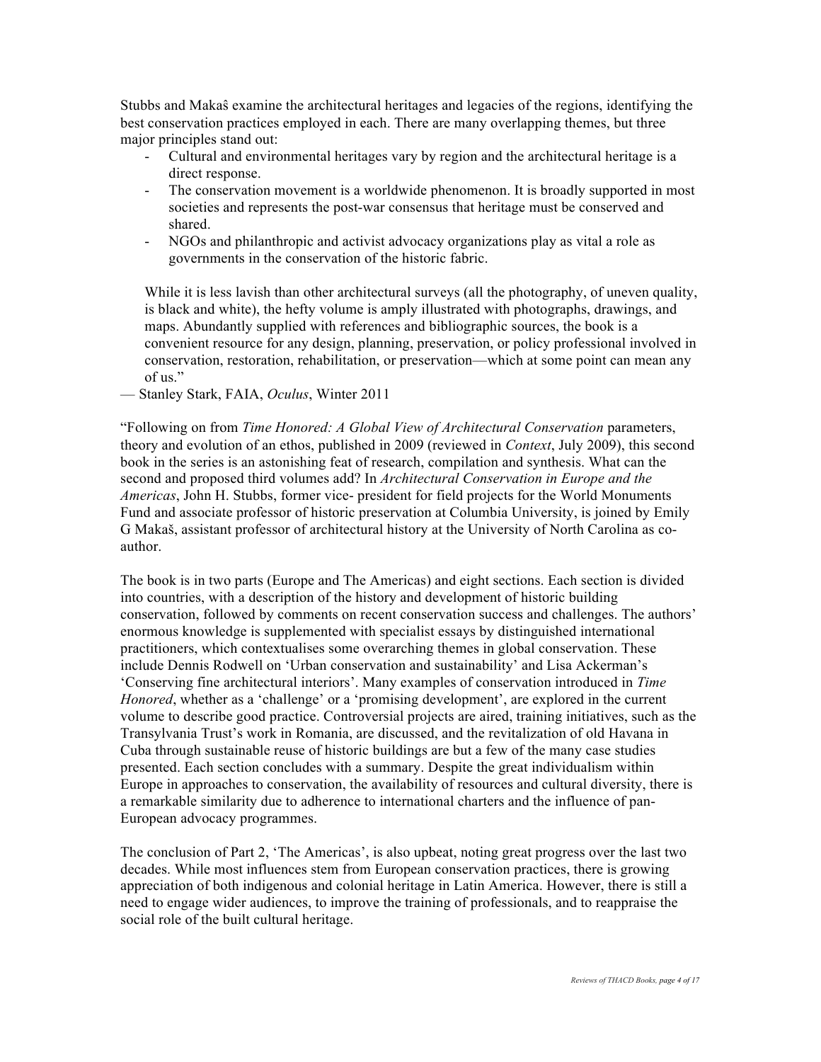Stubbs and Makaŝ examine the architectural heritages and legacies of the regions, identifying the best conservation practices employed in each. There are many overlapping themes, but three major principles stand out:

- Cultural and environmental heritages vary by region and the architectural heritage is a direct response.
- The conservation movement is a worldwide phenomenon. It is broadly supported in most societies and represents the post-war consensus that heritage must be conserved and shared.
- NGOs and philanthropic and activist advocacy organizations play as vital a role as governments in the conservation of the historic fabric.

While it is less lavish than other architectural surveys (all the photography, of uneven quality, is black and white), the hefty volume is amply illustrated with photographs, drawings, and maps. Abundantly supplied with references and bibliographic sources, the book is a convenient resource for any design, planning, preservation, or policy professional involved in conservation, restoration, rehabilitation, or preservation—which at some point can mean any of us."

— Stanley Stark, FAIA, *Oculus*, Winter 2011

"Following on from *Time Honored: A Global View of Architectural Conservation* parameters, theory and evolution of an ethos, published in 2009 (reviewed in *Context*, July 2009), this second book in the series is an astonishing feat of research, compilation and synthesis. What can the second and proposed third volumes add? In *Architectural Conservation in Europe and the Americas*, John H. Stubbs, former vice- president for field projects for the World Monuments Fund and associate professor of historic preservation at Columbia University, is joined by Emily G Makaš, assistant professor of architectural history at the University of North Carolina as co-author.

The book is in two parts (Europe and The Americas) and eight sections. Each section is divided into countries, with a description of the history and development of historic building conservation, followed by comments on recent conservation success and challenges. The authors' enormous knowledge is supplemented with specialist essays by distinguished international practitioners, which contextualises some overarching themes in global conservation. These include Dennis Rodwell on 'Urban conservation and sustainability' and Lisa Ackerman's 'Conserving fine architectural interiors'. Many examples of conservation introduced in *Time Honored*, whether as a 'challenge' or a 'promising development', are explored in the current volume to describe good practice. Controversial projects are aired, training initiatives, such as the Transylvania Trust's work in Romania, are discussed, and the revitalization of old Havana in Cuba through sustainable reuse of historic buildings are but a few of the many case studies presented. Each section concludes with a summary. Despite the great individualism within Europe in approaches to conservation, the availability of resources and cultural diversity, there is a remarkable similarity due to adherence to international charters and the influence of pan-European advocacy programmes.

The conclusion of Part 2, 'The Americas', is also upbeat, noting great progress over the last two decades. While most influences stem from European conservation practices, there is growing appreciation of both indigenous and colonial heritage in Latin America. However, there is still a need to engage wider audiences, to improve the training of professionals, and to reappraise the social role of the built cultural heritage.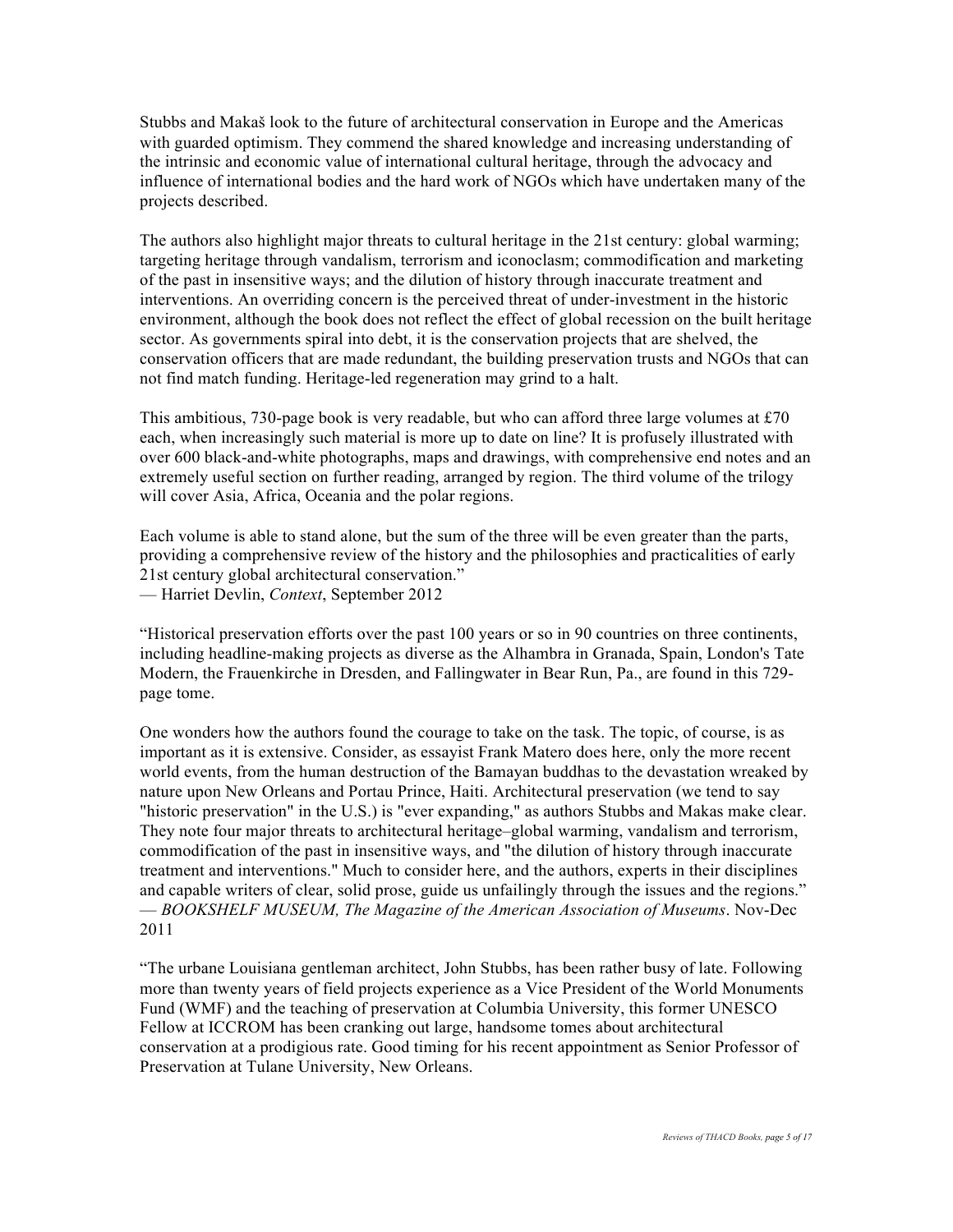Stubbs and Makaš look to the future of architectural conservation in Europe and the Americas with guarded optimism. They commend the shared knowledge and increasing understanding of the intrinsic and economic value of international cultural heritage, through the advocacy and influence of international bodies and the hard work of NGOs which have undertaken many of the projects described.

The authors also highlight major threats to cultural heritage in the 21st century: global warming; targeting heritage through vandalism, terrorism and iconoclasm; commodification and marketing of the past in insensitive ways; and the dilution of history through inaccurate treatment and interventions. An overriding concern is the perceived threat of under-investment in the historic environment, although the book does not reflect the effect of global recession on the built heritage sector. As governments spiral into debt, it is the conservation projects that are shelved, the conservation officers that are made redundant, the building preservation trusts and NGOs that can not find match funding. Heritage-led regeneration may grind to a halt.

This ambitious, 730-page book is very readable, but who can afford three large volumes at £70 each, when increasingly such material is more up to date on line? It is profusely illustrated with over 600 black-and-white photographs, maps and drawings, with comprehensive end notes and an extremely useful section on further reading, arranged by region. The third volume of the trilogy will cover Asia, Africa, Oceania and the polar regions.

Each volume is able to stand alone, but the sum of the three will be even greater than the parts, providing a comprehensive review of the history and the philosophies and practicalities of early 21st century global architectural conservation."
— Harriet Devlin, *Context*, September 2012

"Historical preservation efforts over the past 100 years or so in 90 countries on three continents, including headline-making projects as diverse as the Alhambra in Granada, Spain, London's Tate Modern, the Frauenkirche in Dresden, and Fallingwater in Bear Run, Pa., are found in this 729-page tome.

One wonders how the authors found the courage to take on the task. The topic, of course, is as important as it is extensive. Consider, as essayist Frank Matero does here, only the more recent world events, from the human destruction of the Bamayan buddhas to the devastation wreaked by nature upon New Orleans and Portau Prince, Haiti. Architectural preservation (we tend to say "historic preservation" in the U.S.) is "ever expanding," as authors Stubbs and Makas make clear. They note four major threats to architectural heritage–global warming, vandalism and terrorism, commodification of the past in insensitive ways, and "the dilution of history through inaccurate treatment and interventions." Much to consider here, and the authors, experts in their disciplines and capable writers of clear, solid prose, guide us unfailingly through the issues and the regions."
— *BOOKSHELF MUSEUM, The Magazine of the American Association of Museums*. Nov-Dec 2011

"The urbane Louisiana gentleman architect, John Stubbs, has been rather busy of late. Following more than twenty years of field projects experience as a Vice President of the World Monuments Fund (WMF) and the teaching of preservation at Columbia University, this former UNESCO Fellow at ICCROM has been cranking out large, handsome tomes about architectural conservation at a prodigious rate. Good timing for his recent appointment as Senior Professor of Preservation at Tulane University, New Orleans.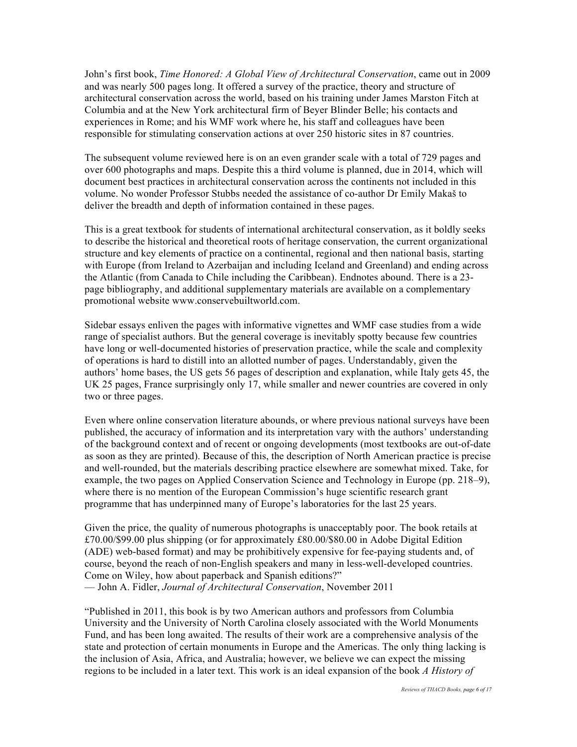John's first book, *Time Honored: A Global View of Architectural Conservation*, came out in 2009 and was nearly 500 pages long. It offered a survey of the practice, theory and structure of architectural conservation across the world, based on his training under James Marston Fitch at Columbia and at the New York architectural firm of Beyer Blinder Belle; his contacts and experiences in Rome; and his WMF work where he, his staff and colleagues have been responsible for stimulating conservation actions at over 250 historic sites in 87 countries.

The subsequent volume reviewed here is on an even grander scale with a total of 729 pages and over 600 photographs and maps. Despite this a third volume is planned, due in 2014, which will document best practices in architectural conservation across the continents not included in this volume. No wonder Professor Stubbs needed the assistance of co-author Dr Emily Makaš to deliver the breadth and depth of information contained in these pages.

This is a great textbook for students of international architectural conservation, as it boldly seeks to describe the historical and theoretical roots of heritage conservation, the current organizational structure and key elements of practice on a continental, regional and then national basis, starting with Europe (from Ireland to Azerbaijan and including Iceland and Greenland) and ending across the Atlantic (from Canada to Chile including the Caribbean). Endnotes abound. There is a 23-page bibliography, and additional supplementary materials are available on a complementary promotional website www.conservebuiltworld.com.

Sidebar essays enliven the pages with informative vignettes and WMF case studies from a wide range of specialist authors. But the general coverage is inevitably spotty because few countries have long or well-documented histories of preservation practice, while the scale and complexity of operations is hard to distill into an allotted number of pages. Understandably, given the authors' home bases, the US gets 56 pages of description and explanation, while Italy gets 45, the UK 25 pages, France surprisingly only 17, while smaller and newer countries are covered in only two or three pages.

Even where online conservation literature abounds, or where previous national surveys have been published, the accuracy of information and its interpretation vary with the authors' understanding of the background context and of recent or ongoing developments (most textbooks are out-of-date as soon as they are printed). Because of this, the description of North American practice is precise and well-rounded, but the materials describing practice elsewhere are somewhat mixed. Take, for example, the two pages on Applied Conservation Science and Technology in Europe (pp. 218–9), where there is no mention of the European Commission's huge scientific research grant programme that has underpinned many of Europe's laboratories for the last 25 years.

Given the price, the quality of numerous photographs is unacceptably poor. The book retails at £70.00/$99.00 plus shipping (or for approximately £80.00/$80.00 in Adobe Digital Edition (ADE) web-based format) and may be prohibitively expensive for fee-paying students and, of course, beyond the reach of non-English speakers and many in less-well-developed countries. Come on Wiley, how about paperback and Spanish editions?"
— John A. Fidler, *Journal of Architectural Conservation*, November 2011

"Published in 2011, this book is by two American authors and professors from Columbia University and the University of North Carolina closely associated with the World Monuments Fund, and has been long awaited. The results of their work are a comprehensive analysis of the state and protection of certain monuments in Europe and the Americas. The only thing lacking is the inclusion of Asia, Africa, and Australia; however, we believe we can expect the missing regions to be included in a later text. This work is an ideal expansion of the book *A History of*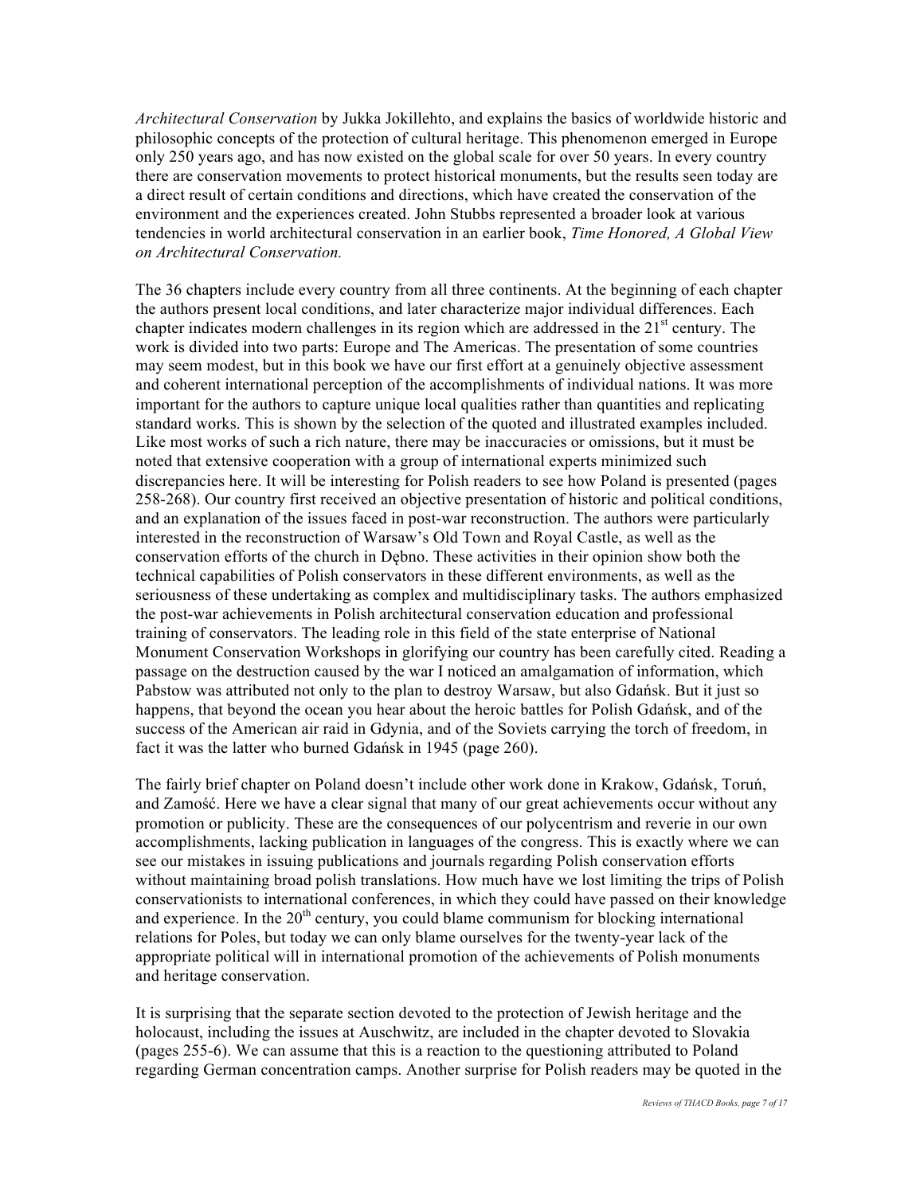*Architectural Conservation* by Jukka Jokillehto, and explains the basics of worldwide historic and philosophic concepts of the protection of cultural heritage. This phenomenon emerged in Europe only 250 years ago, and has now existed on the global scale for over 50 years. In every country there are conservation movements to protect historical monuments, but the results seen today are a direct result of certain conditions and directions, which have created the conservation of the environment and the experiences created. John Stubbs represented a broader look at various tendencies in world architectural conservation in an earlier book, *Time Honored, A Global View on Architectural Conservation.*

The 36 chapters include every country from all three continents. At the beginning of each chapter the authors present local conditions, and later characterize major individual differences. Each chapter indicates modern challenges in its region which are addressed in the 21st century. The work is divided into two parts: Europe and The Americas. The presentation of some countries may seem modest, but in this book we have our first effort at a genuinely objective assessment and coherent international perception of the accomplishments of individual nations. It was more important for the authors to capture unique local qualities rather than quantities and replicating standard works. This is shown by the selection of the quoted and illustrated examples included. Like most works of such a rich nature, there may be inaccuracies or omissions, but it must be noted that extensive cooperation with a group of international experts minimized such discrepancies here. It will be interesting for Polish readers to see how Poland is presented (pages 258-268). Our country first received an objective presentation of historic and political conditions, and an explanation of the issues faced in post-war reconstruction. The authors were particularly interested in the reconstruction of Warsaw's Old Town and Royal Castle, as well as the conservation efforts of the church in Dębno. These activities in their opinion show both the technical capabilities of Polish conservators in these different environments, as well as the seriousness of these undertaking as complex and multidisciplinary tasks. The authors emphasized the post-war achievements in Polish architectural conservation education and professional training of conservators. The leading role in this field of the state enterprise of National Monument Conservation Workshops in glorifying our country has been carefully cited. Reading a passage on the destruction caused by the war I noticed an amalgamation of information, which Pabstow was attributed not only to the plan to destroy Warsaw, but also Gdańsk. But it just so happens, that beyond the ocean you hear about the heroic battles for Polish Gdańsk, and of the success of the American air raid in Gdynia, and of the Soviets carrying the torch of freedom, in fact it was the latter who burned Gdańsk in 1945 (page 260).

The fairly brief chapter on Poland doesn't include other work done in Krakow, Gdańsk, Toruń, and Zamość. Here we have a clear signal that many of our great achievements occur without any promotion or publicity. These are the consequences of our polycentrism and reverie in our own accomplishments, lacking publication in languages of the congress. This is exactly where we can see our mistakes in issuing publications and journals regarding Polish conservation efforts without maintaining broad polish translations. How much have we lost limiting the trips of Polish conservationists to international conferences, in which they could have passed on their knowledge and experience. In the 20th century, you could blame communism for blocking international relations for Poles, but today we can only blame ourselves for the twenty-year lack of the appropriate political will in international promotion of the achievements of Polish monuments and heritage conservation.

It is surprising that the separate section devoted to the protection of Jewish heritage and the holocaust, including the issues at Auschwitz, are included in the chapter devoted to Slovakia (pages 255-6). We can assume that this is a reaction to the questioning attributed to Poland regarding German concentration camps. Another surprise for Polish readers may be quoted in the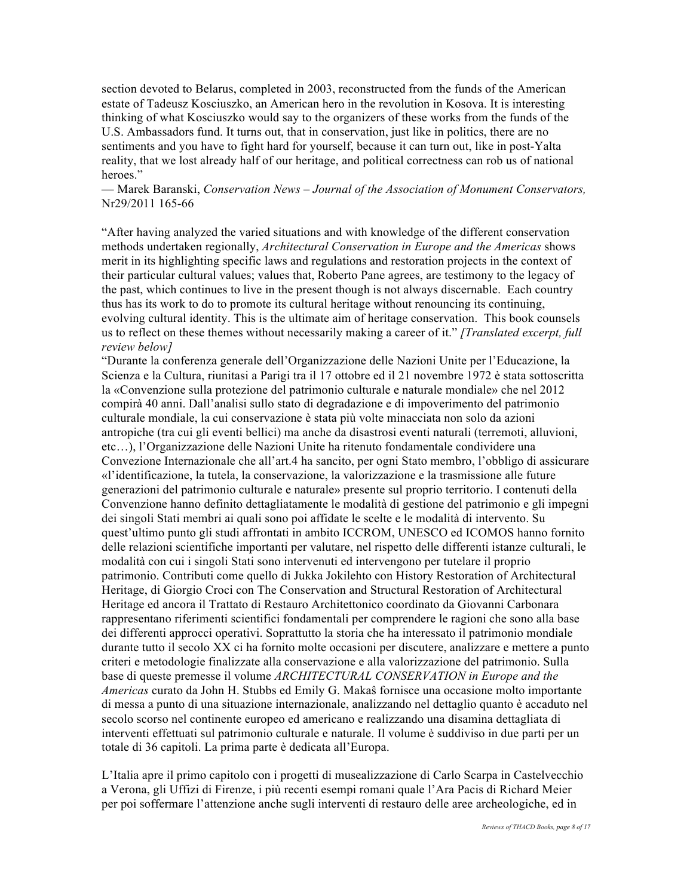section devoted to Belarus, completed in 2003, reconstructed from the funds of the American estate of Tadeusz Kosciuszko, an American hero in the revolution in Kosova. It is interesting thinking of what Kosciuszko would say to the organizers of these works from the funds of the U.S. Ambassadors fund. It turns out, that in conservation, just like in politics, there are no sentiments and you have to fight hard for yourself, because it can turn out, like in post-Yalta reality, that we lost already half of our heritage, and political correctness can rob us of national heroes."
— Marek Baranski, *Conservation News – Journal of the Association of Monument Conservators,* Nr29/2011 165-66

"After having analyzed the varied situations and with knowledge of the different conservation methods undertaken regionally, *Architectural Conservation in Europe and the Americas* shows merit in its highlighting specific laws and regulations and restoration projects in the context of their particular cultural values; values that, Roberto Pane agrees, are testimony to the legacy of the past, which continues to live in the present though is not always discernable. Each country thus has its work to do to promote its cultural heritage without renouncing its continuing, evolving cultural identity. This is the ultimate aim of heritage conservation. This book counsels us to reflect on these themes without necessarily making a career of it." *[Translated excerpt, full review below]*
"Durante la conferenza generale dell'Organizzazione delle Nazioni Unite per l'Educazione, la Scienza e la Cultura, riunitasi a Parigi tra il 17 ottobre ed il 21 novembre 1972 è stata sottoscritta la «Convenzione sulla protezione del patrimonio culturale e naturale mondiale» che nel 2012 compirà 40 anni. Dall'analisi sullo stato di degradazione e di impoverimento del patrimonio culturale mondiale, la cui conservazione è stata più volte minacciata non solo da azioni antropiche (tra cui gli eventi bellici) ma anche da disastrosi eventi naturali (terremoti, alluvioni, etc…), l'Organizzazione delle Nazioni Unite ha ritenuto fondamentale condividere una Convezione Internazionale che all'art.4 ha sancito, per ogni Stato membro, l'obbligo di assicurare «l'identificazione, la tutela, la conservazione, la valorizzazione e la trasmissione alle future generazioni del patrimonio culturale e naturale» presente sul proprio territorio. I contenuti della Convenzione hanno definito dettagliatamente le modalità di gestione del patrimonio e gli impegni dei singoli Stati membri ai quali sono poi affidate le scelte e le modalità di intervento. Su quest'ultimo punto gli studi affrontati in ambito ICCROM, UNESCO ed ICOMOS hanno fornito delle relazioni scientifiche importanti per valutare, nel rispetto delle differenti istanze culturali, le modalità con cui i singoli Stati sono intervenuti ed intervengono per tutelare il proprio patrimonio. Contributi come quello di Jukka Jokilehto con History Restoration of Architectural Heritage, di Giorgio Croci con The Conservation and Structural Restoration of Architectural Heritage ed ancora il Trattato di Restauro Architettonico coordinato da Giovanni Carbonara rappresentano riferimenti scientifici fondamentali per comprendere le ragioni che sono alla base dei differenti approcci operativi. Soprattutto la storia che ha interessato il patrimonio mondiale durante tutto il secolo XX ci ha fornito molte occasioni per discutere, analizzare e mettere a punto criteri e metodologie finalizzate alla conservazione e alla valorizzazione del patrimonio. Sulla base di queste premesse il volume *ARCHITECTURAL CONSERVATION in Europe and the Americas* curato da John H. Stubbs ed Emily G. Makaŝ fornisce una occasione molto importante di messa a punto di una situazione internazionale, analizzando nel dettaglio quanto è accaduto nel secolo scorso nel continente europeo ed americano e realizzando una disamina dettagliata di interventi effettuati sul patrimonio culturale e naturale. Il volume è suddiviso in due parti per un totale di 36 capitoli. La prima parte è dedicata all'Europa.

L'Italia apre il primo capitolo con i progetti di musealizzazione di Carlo Scarpa in Castelvecchio a Verona, gli Uffizi di Firenze, i più recenti esempi romani quale l'Ara Pacis di Richard Meier per poi soffermare l'attenzione anche sugli interventi di restauro delle aree archeologiche, ed in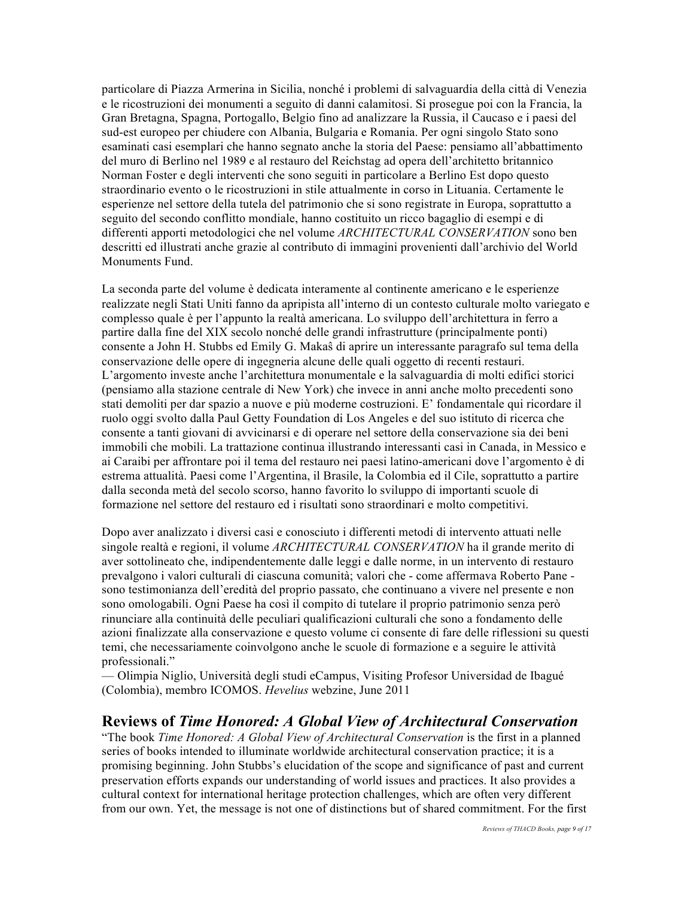particolare di Piazza Armerina in Sicilia, nonché i problemi di salvaguardia della città di Venezia e le ricostruzioni dei monumenti a seguito di danni calamitosi. Si prosegue poi con la Francia, la Gran Bretagna, Spagna, Portogallo, Belgio fino ad analizzare la Russia, il Caucaso e i paesi del sud-est europeo per chiudere con Albania, Bulgaria e Romania. Per ogni singolo Stato sono esaminati casi esemplari che hanno segnato anche la storia del Paese: pensiamo all'abbattimento del muro di Berlino nel 1989 e al restauro del Reichstag ad opera dell'architetto britannico Norman Foster e degli interventi che sono seguiti in particolare a Berlino Est dopo questo straordinario evento o le ricostruzioni in stile attualmente in corso in Lituania. Certamente le esperienze nel settore della tutela del patrimonio che si sono registrate in Europa, soprattutto a seguito del secondo conflitto mondiale, hanno costituito un ricco bagaglio di esempi e di differenti apporti metodologici che nel volume *ARCHITECTURAL CONSERVATION* sono ben descritti ed illustrati anche grazie al contributo di immagini provenienti dall'archivio del World Monuments Fund.

La seconda parte del volume è dedicata interamente al continente americano e le esperienze realizzate negli Stati Uniti fanno da apripista all'interno di un contesto culturale molto variegato e complesso quale è per l'appunto la realtà americana. Lo sviluppo dell'architettura in ferro a partire dalla fine del XIX secolo nonché delle grandi infrastrutture (principalmente ponti) consente a John H. Stubbs ed Emily G. Makaŝ di aprire un interessante paragrafo sul tema della conservazione delle opere di ingegneria alcune delle quali oggetto di recenti restauri. L'argomento investe anche l'architettura monumentale e la salvaguardia di molti edifici storici (pensiamo alla stazione centrale di New York) che invece in anni anche molto precedenti sono stati demoliti per dar spazio a nuove e più moderne costruzioni. E' fondamentale qui ricordare il ruolo oggi svolto dalla Paul Getty Foundation di Los Angeles e del suo istituto di ricerca che consente a tanti giovani di avvicinarsi e di operare nel settore della conservazione sia dei beni immobili che mobili. La trattazione continua illustrando interessanti casi in Canada, in Messico e ai Caraibi per affrontare poi il tema del restauro nei paesi latino-americani dove l'argomento è di estrema attualità. Paesi come l'Argentina, il Brasile, la Colombia ed il Cile, soprattutto a partire dalla seconda metà del secolo scorso, hanno favorito lo sviluppo di importanti scuole di formazione nel settore del restauro ed i risultati sono straordinari e molto competitivi.

Dopo aver analizzato i diversi casi e conosciuto i differenti metodi di intervento attuati nelle singole realtà e regioni, il volume *ARCHITECTURAL CONSERVATION* ha il grande merito di aver sottolineato che, indipendentemente dalle leggi e dalle norme, in un intervento di restauro prevalgono i valori culturali di ciascuna comunità; valori che - come affermava Roberto Pane - sono testimonianza dell'eredità del proprio passato, che continuano a vivere nel presente e non sono omologabili. Ogni Paese ha così il compito di tutelare il proprio patrimonio senza però rinunciare alla continuità delle peculiari qualificazioni culturali che sono a fondamento delle azioni finalizzate alla conservazione e questo volume ci consente di fare delle riflessioni su questi temi, che necessariamente coinvolgono anche le scuole di formazione e a seguire le attività professionali."
— Olimpia Niglio, Università degli studi eCampus, Visiting Profesor Universidad de Ibagué (Colombia), membro ICOMOS. *Hevelius* webzine, June 2011

## Reviews of *Time Honored: A Global View of Architectural Conservation*

"The book *Time Honored: A Global View of Architectural Conservation* is the first in a planned series of books intended to illuminate worldwide architectural conservation practice; it is a promising beginning. John Stubbs's elucidation of the scope and significance of past and current preservation efforts expands our understanding of world issues and practices. It also provides a cultural context for international heritage protection challenges, which are often very different from our own. Yet, the message is not one of distinctions but of shared commitment. For the first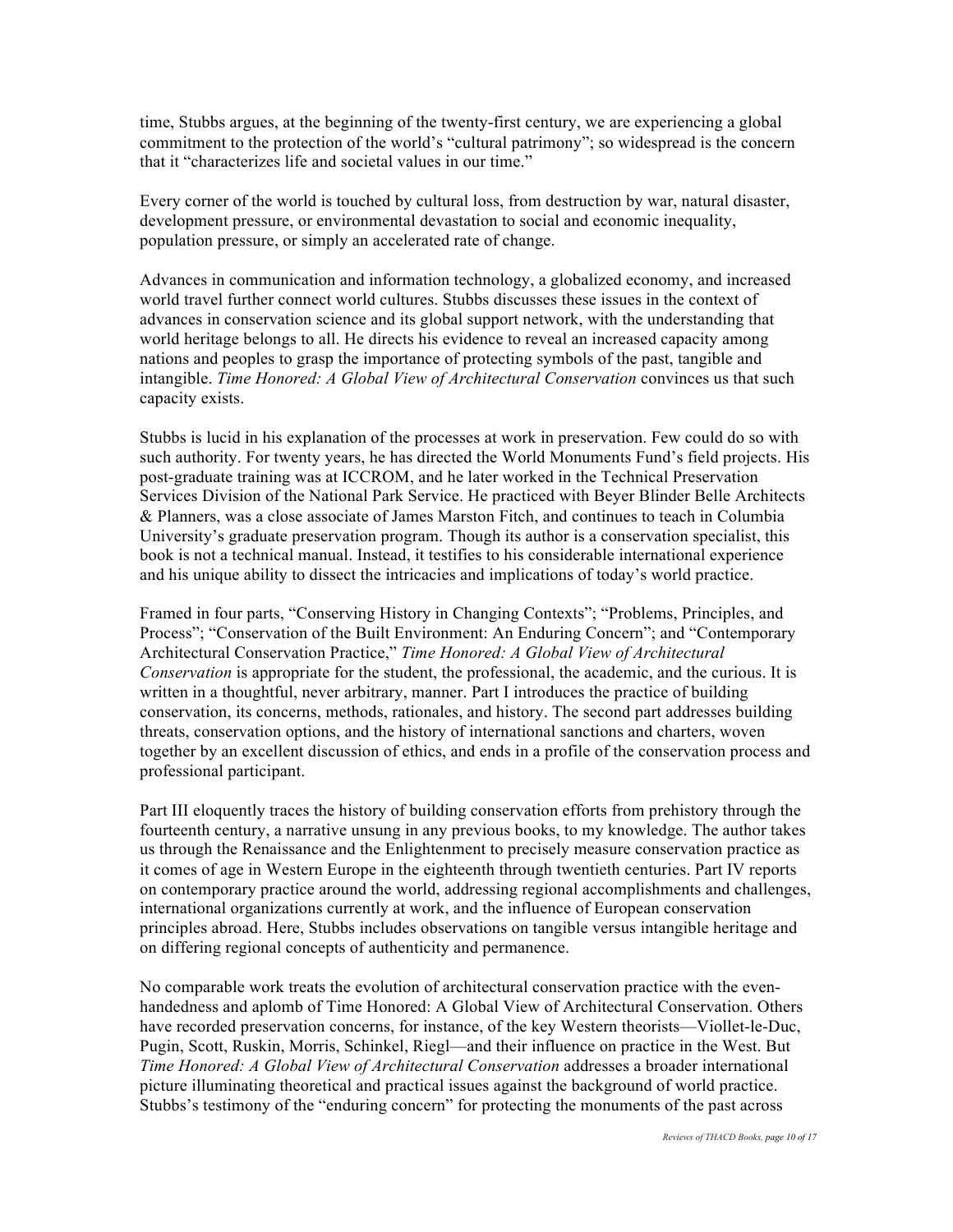time, Stubbs argues, at the beginning of the twenty-first century, we are experiencing a global commitment to the protection of the world's "cultural patrimony"; so widespread is the concern that it "characterizes life and societal values in our time."

Every corner of the world is touched by cultural loss, from destruction by war, natural disaster, development pressure, or environmental devastation to social and economic inequality, population pressure, or simply an accelerated rate of change.

Advances in communication and information technology, a globalized economy, and increased world travel further connect world cultures. Stubbs discusses these issues in the context of advances in conservation science and its global support network, with the understanding that world heritage belongs to all. He directs his evidence to reveal an increased capacity among nations and peoples to grasp the importance of protecting symbols of the past, tangible and intangible. *Time Honored: A Global View of Architectural Conservation* convinces us that such capacity exists.

Stubbs is lucid in his explanation of the processes at work in preservation. Few could do so with such authority. For twenty years, he has directed the World Monuments Fund's field projects. His post-graduate training was at ICCROM, and he later worked in the Technical Preservation Services Division of the National Park Service. He practiced with Beyer Blinder Belle Architects & Planners, was a close associate of James Marston Fitch, and continues to teach in Columbia University's graduate preservation program. Though its author is a conservation specialist, this book is not a technical manual. Instead, it testifies to his considerable international experience and his unique ability to dissect the intricacies and implications of today's world practice.

Framed in four parts, "Conserving History in Changing Contexts"; "Problems, Principles, and Process"; "Conservation of the Built Environment: An Enduring Concern"; and "Contemporary Architectural Conservation Practice," *Time Honored: A Global View of Architectural Conservation* is appropriate for the student, the professional, the academic, and the curious. It is written in a thoughtful, never arbitrary, manner. Part I introduces the practice of building conservation, its concerns, methods, rationales, and history. The second part addresses building threats, conservation options, and the history of international sanctions and charters, woven together by an excellent discussion of ethics, and ends in a profile of the conservation process and professional participant.

Part III eloquently traces the history of building conservation efforts from prehistory through the fourteenth century, a narrative unsung in any previous books, to my knowledge. The author takes us through the Renaissance and the Enlightenment to precisely measure conservation practice as it comes of age in Western Europe in the eighteenth through twentieth centuries. Part IV reports on contemporary practice around the world, addressing regional accomplishments and challenges, international organizations currently at work, and the influence of European conservation principles abroad. Here, Stubbs includes observations on tangible versus intangible heritage and on differing regional concepts of authenticity and permanence.

No comparable work treats the evolution of architectural conservation practice with the even-handedness and aplomb of Time Honored: A Global View of Architectural Conservation. Others have recorded preservation concerns, for instance, of the key Western theorists—Viollet-le-Duc, Pugin, Scott, Ruskin, Morris, Schinkel, Riegl—and their influence on practice in the West. But *Time Honored: A Global View of Architectural Conservation* addresses a broader international picture illuminating theoretical and practical issues against the background of world practice. Stubbs's testimony of the "enduring concern" for protecting the monuments of the past across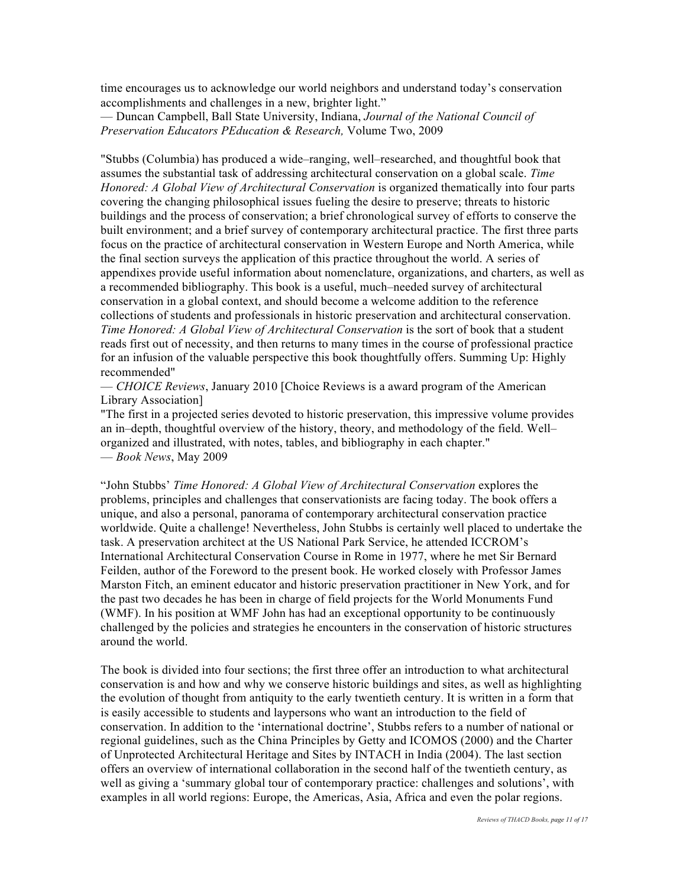time encourages us to acknowledge our world neighbors and understand today's conservation accomplishments and challenges in a new, brighter light."
— Duncan Campbell, Ball State University, Indiana, *Journal of the National Council of Preservation Educators PEducation & Research,* Volume Two, 2009

"Stubbs (Columbia) has produced a wide–ranging, well–researched, and thoughtful book that assumes the substantial task of addressing architectural conservation on a global scale. *Time Honored: A Global View of Architectural Conservation* is organized thematically into four parts covering the changing philosophical issues fueling the desire to preserve; threats to historic buildings and the process of conservation; a brief chronological survey of efforts to conserve the built environment; and a brief survey of contemporary architectural practice. The first three parts focus on the practice of architectural conservation in Western Europe and North America, while the final section surveys the application of this practice throughout the world. A series of appendixes provide useful information about nomenclature, organizations, and charters, as well as a recommended bibliography. This book is a useful, much–needed survey of architectural conservation in a global context, and should become a welcome addition to the reference collections of students and professionals in historic preservation and architectural conservation. *Time Honored: A Global View of Architectural Conservation* is the sort of book that a student reads first out of necessity, and then returns to many times in the course of professional practice for an infusion of the valuable perspective this book thoughtfully offers. Summing Up: Highly recommended"
— *CHOICE Reviews*, January 2010 [Choice Reviews is a award program of the American Library Association]
"The first in a projected series devoted to historic preservation, this impressive volume provides an in–depth, thoughtful overview of the history, theory, and methodology of the field. Well–organized and illustrated, with notes, tables, and bibliography in each chapter."
— *Book News*, May 2009

"John Stubbs' *Time Honored: A Global View of Architectural Conservation* explores the problems, principles and challenges that conservationists are facing today. The book offers a unique, and also a personal, panorama of contemporary architectural conservation practice worldwide. Quite a challenge! Nevertheless, John Stubbs is certainly well placed to undertake the task. A preservation architect at the US National Park Service, he attended ICCROM's International Architectural Conservation Course in Rome in 1977, where he met Sir Bernard Feilden, author of the Foreword to the present book. He worked closely with Professor James Marston Fitch, an eminent educator and historic preservation practitioner in New York, and for the past two decades he has been in charge of field projects for the World Monuments Fund (WMF). In his position at WMF John has had an exceptional opportunity to be continuously challenged by the policies and strategies he encounters in the conservation of historic structures around the world.

The book is divided into four sections; the first three offer an introduction to what architectural conservation is and how and why we conserve historic buildings and sites, as well as highlighting the evolution of thought from antiquity to the early twentieth century. It is written in a form that is easily accessible to students and laypersons who want an introduction to the field of conservation. In addition to the 'international doctrine', Stubbs refers to a number of national or regional guidelines, such as the China Principles by Getty and ICOMOS (2000) and the Charter of Unprotected Architectural Heritage and Sites by INTACH in India (2004). The last section offers an overview of international collaboration in the second half of the twentieth century, as well as giving a 'summary global tour of contemporary practice: challenges and solutions', with examples in all world regions: Europe, the Americas, Asia, Africa and even the polar regions.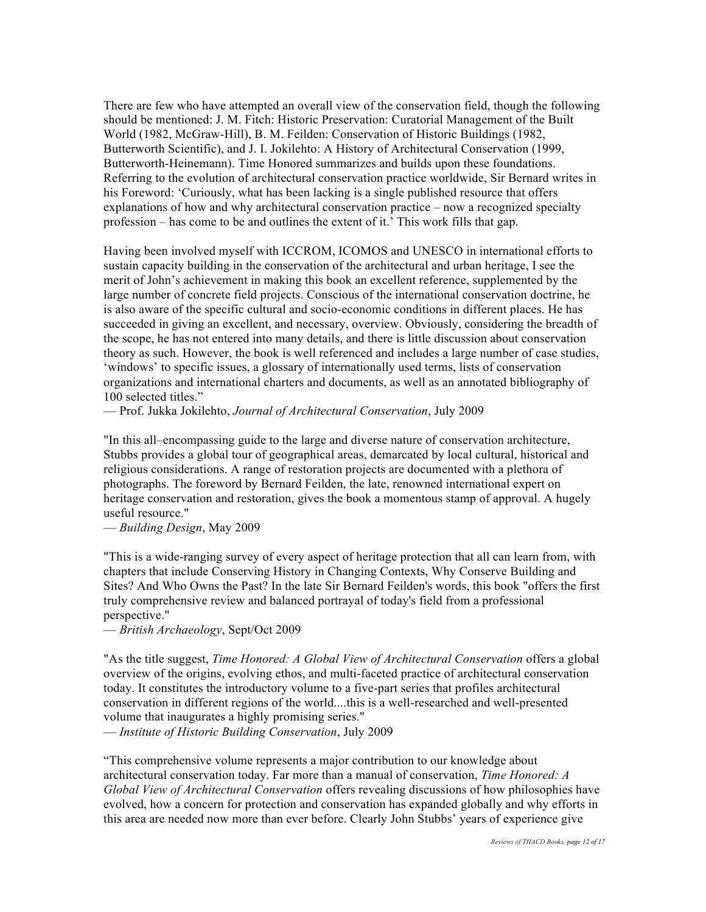There are few who have attempted an overall view of the conservation field, though the following should be mentioned: J. M. Fitch: Historic Preservation: Curatorial Management of the Built World (1982, McGraw-Hill), B. M. Feilden: Conservation of Historic Buildings (1982, Butterworth Scientific), and J. I. Jokilehto: A History of Architectural Conservation (1999, Butterworth-Heinemann). Time Honored summarizes and builds upon these foundations. Referring to the evolution of architectural conservation practice worldwide, Sir Bernard writes in his Foreword: 'Curiously, what has been lacking is a single published resource that offers explanations of how and why architectural conservation practice – now a recognized specialty profession – has come to be and outlines the extent of it.' This work fills that gap.

Having been involved myself with ICCROM, ICOMOS and UNESCO in international efforts to sustain capacity building in the conservation of the architectural and urban heritage, I see the merit of John's achievement in making this book an excellent reference, supplemented by the large number of concrete field projects. Conscious of the international conservation doctrine, he is also aware of the specific cultural and socio-economic conditions in different places. He has succeeded in giving an excellent, and necessary, overview. Obviously, considering the breadth of the scope, he has not entered into many details, and there is little discussion about conservation theory as such. However, the book is well referenced and includes a large number of case studies, 'windows' to specific issues, a glossary of internationally used terms, lists of conservation organizations and international charters and documents, as well as an annotated bibliography of 100 selected titles."
— Prof. Jukka Jokilehto, *Journal of Architectural Conservation*, July 2009

"In this all–encompassing guide to the large and diverse nature of conservation architecture, Stubbs provides a global tour of geographical areas, demarcated by local cultural, historical and religious considerations. A range of restoration projects are documented with a plethora of photographs. The foreword by Bernard Feilden, the late, renowned international expert on heritage conservation and restoration, gives the book a momentous stamp of approval. A hugely useful resource."
— *Building Design*, May 2009

"This is a wide-ranging survey of every aspect of heritage protection that all can learn from, with chapters that include Conserving History in Changing Contexts, Why Conserve Building and Sites? And Who Owns the Past? In the late Sir Bernard Feilden's words, this book "offers the first truly comprehensive review and balanced portrayal of today's field from a professional perspective."
— *British Archaeology*, Sept/Oct 2009

"As the title suggest, *Time Honored: A Global View of Architectural Conservation* offers a global overview of the origins, evolving ethos, and multi-faceted practice of architectural conservation today. It constitutes the introductory volume to a five-part series that profiles architectural conservation in different regions of the world....this is a well-researched and well-presented volume that inaugurates a highly promising series."
— *Institute of Historic Building Conservation*, July 2009

"This comprehensive volume represents a major contribution to our knowledge about architectural conservation today. Far more than a manual of conservation, *Time Honored: A Global View of Architectural Conservation* offers revealing discussions of how philosophies have evolved, how a concern for protection and conservation has expanded globally and why efforts in this area are needed now more than ever before. Clearly John Stubbs' years of experience give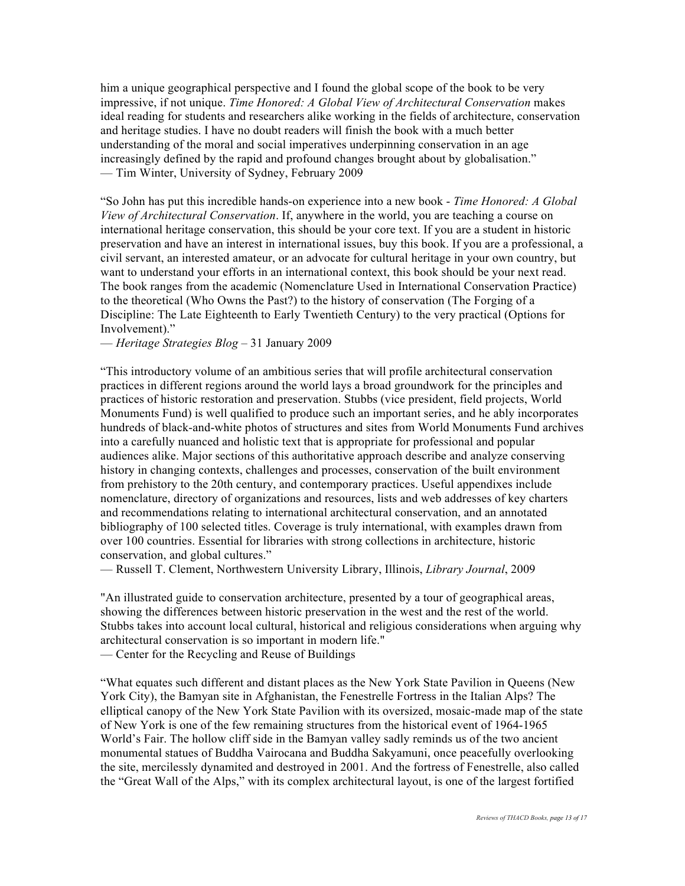him a unique geographical perspective and I found the global scope of the book to be very impressive, if not unique. *Time Honored: A Global View of Architectural Conservation* makes ideal reading for students and researchers alike working in the fields of architecture, conservation and heritage studies. I have no doubt readers will finish the book with a much better understanding of the moral and social imperatives underpinning conservation in an age increasingly defined by the rapid and profound changes brought about by globalisation."
— Tim Winter, University of Sydney, February 2009

"So John has put this incredible hands-on experience into a new book - *Time Honored: A Global View of Architectural Conservation*. If, anywhere in the world, you are teaching a course on international heritage conservation, this should be your core text. If you are a student in historic preservation and have an interest in international issues, buy this book. If you are a professional, a civil servant, an interested amateur, or an advocate for cultural heritage in your own country, but want to understand your efforts in an international context, this book should be your next read. The book ranges from the academic (Nomenclature Used in International Conservation Practice) to the theoretical (Who Owns the Past?) to the history of conservation (The Forging of a Discipline: The Late Eighteenth to Early Twentieth Century) to the very practical (Options for Involvement)."
— *Heritage Strategies Blog* – 31 January 2009

"This introductory volume of an ambitious series that will profile architectural conservation practices in different regions around the world lays a broad groundwork for the principles and practices of historic restoration and preservation. Stubbs (vice president, field projects, World Monuments Fund) is well qualified to produce such an important series, and he ably incorporates hundreds of black-and-white photos of structures and sites from World Monuments Fund archives into a carefully nuanced and holistic text that is appropriate for professional and popular audiences alike. Major sections of this authoritative approach describe and analyze conserving history in changing contexts, challenges and processes, conservation of the built environment from prehistory to the 20th century, and contemporary practices. Useful appendixes include nomenclature, directory of organizations and resources, lists and web addresses of key charters and recommendations relating to international architectural conservation, and an annotated bibliography of 100 selected titles. Coverage is truly international, with examples drawn from over 100 countries. Essential for libraries with strong collections in architecture, historic conservation, and global cultures."
— Russell T. Clement, Northwestern University Library, Illinois, *Library Journal*, 2009

"An illustrated guide to conservation architecture, presented by a tour of geographical areas, showing the differences between historic preservation in the west and the rest of the world. Stubbs takes into account local cultural, historical and religious considerations when arguing why architectural conservation is so important in modern life."
— Center for the Recycling and Reuse of Buildings

"What equates such different and distant places as the New York State Pavilion in Queens (New York City), the Bamyan site in Afghanistan, the Fenestrelle Fortress in the Italian Alps? The elliptical canopy of the New York State Pavilion with its oversized, mosaic-made map of the state of New York is one of the few remaining structures from the historical event of 1964-1965 World's Fair. The hollow cliff side in the Bamyan valley sadly reminds us of the two ancient monumental statues of Buddha Vairocana and Buddha Sakyamuni, once peacefully overlooking the site, mercilessly dynamited and destroyed in 2001. And the fortress of Fenestrelle, also called the "Great Wall of the Alps," with its complex architectural layout, is one of the largest fortified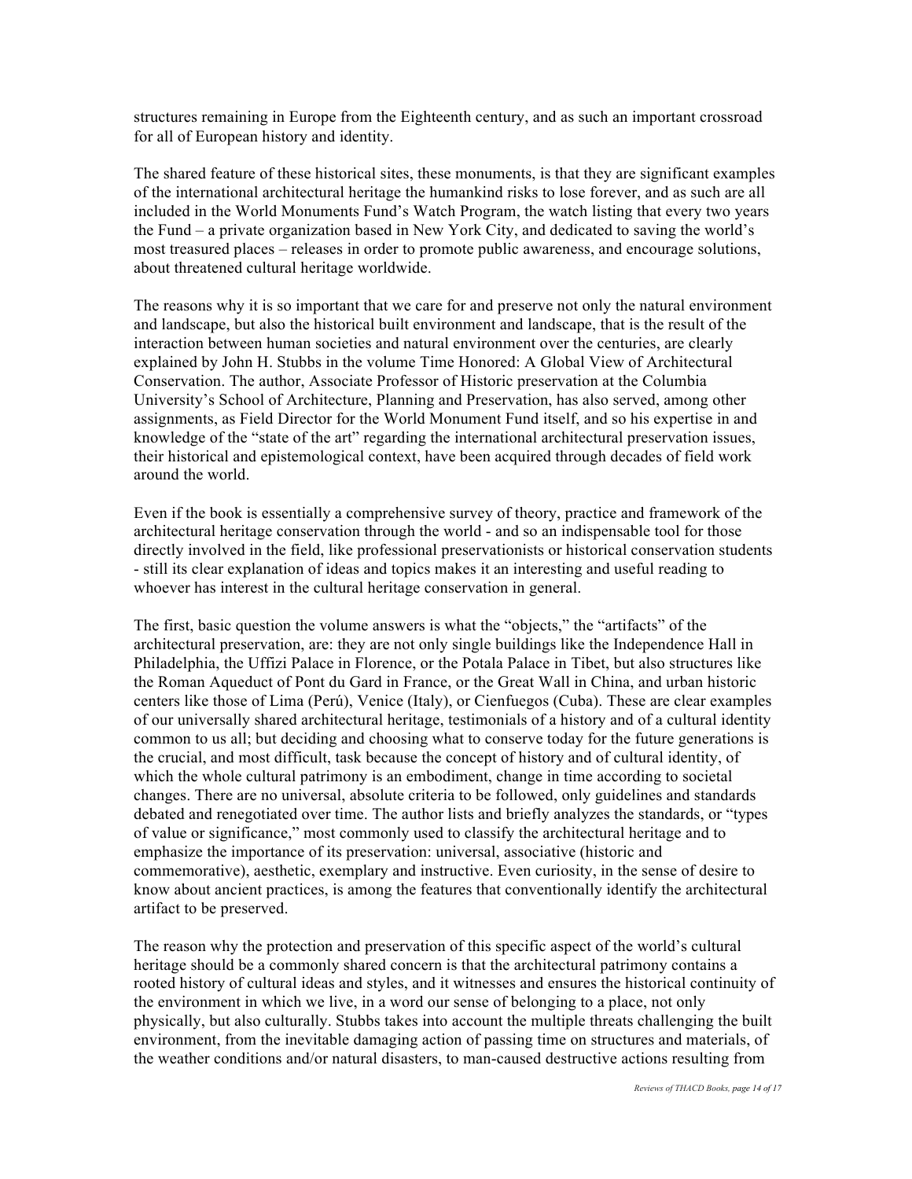structures remaining in Europe from the Eighteenth century, and as such an important crossroad for all of European history and identity.

The shared feature of these historical sites, these monuments, is that they are significant examples of the international architectural heritage the humankind risks to lose forever, and as such are all included in the World Monuments Fund's Watch Program, the watch listing that every two years the Fund – a private organization based in New York City, and dedicated to saving the world's most treasured places – releases in order to promote public awareness, and encourage solutions, about threatened cultural heritage worldwide.

The reasons why it is so important that we care for and preserve not only the natural environment and landscape, but also the historical built environment and landscape, that is the result of the interaction between human societies and natural environment over the centuries, are clearly explained by John H. Stubbs in the volume Time Honored: A Global View of Architectural Conservation. The author, Associate Professor of Historic preservation at the Columbia University's School of Architecture, Planning and Preservation, has also served, among other assignments, as Field Director for the World Monument Fund itself, and so his expertise in and knowledge of the "state of the art" regarding the international architectural preservation issues, their historical and epistemological context, have been acquired through decades of field work around the world.

Even if the book is essentially a comprehensive survey of theory, practice and framework of the architectural heritage conservation through the world - and so an indispensable tool for those directly involved in the field, like professional preservationists or historical conservation students - still its clear explanation of ideas and topics makes it an interesting and useful reading to whoever has interest in the cultural heritage conservation in general.

The first, basic question the volume answers is what the "objects," the "artifacts" of the architectural preservation, are: they are not only single buildings like the Independence Hall in Philadelphia, the Uffizi Palace in Florence, or the Potala Palace in Tibet, but also structures like the Roman Aqueduct of Pont du Gard in France, or the Great Wall in China, and urban historic centers like those of Lima (Perú), Venice (Italy), or Cienfuegos (Cuba). These are clear examples of our universally shared architectural heritage, testimonials of a history and of a cultural identity common to us all; but deciding and choosing what to conserve today for the future generations is the crucial, and most difficult, task because the concept of history and of cultural identity, of which the whole cultural patrimony is an embodiment, change in time according to societal changes. There are no universal, absolute criteria to be followed, only guidelines and standards debated and renegotiated over time. The author lists and briefly analyzes the standards, or "types of value or significance," most commonly used to classify the architectural heritage and to emphasize the importance of its preservation: universal, associative (historic and commemorative), aesthetic, exemplary and instructive. Even curiosity, in the sense of desire to know about ancient practices, is among the features that conventionally identify the architectural artifact to be preserved.

The reason why the protection and preservation of this specific aspect of the world's cultural heritage should be a commonly shared concern is that the architectural patrimony contains a rooted history of cultural ideas and styles, and it witnesses and ensures the historical continuity of the environment in which we live, in a word our sense of belonging to a place, not only physically, but also culturally. Stubbs takes into account the multiple threats challenging the built environment, from the inevitable damaging action of passing time on structures and materials, of the weather conditions and/or natural disasters, to man-caused destructive actions resulting from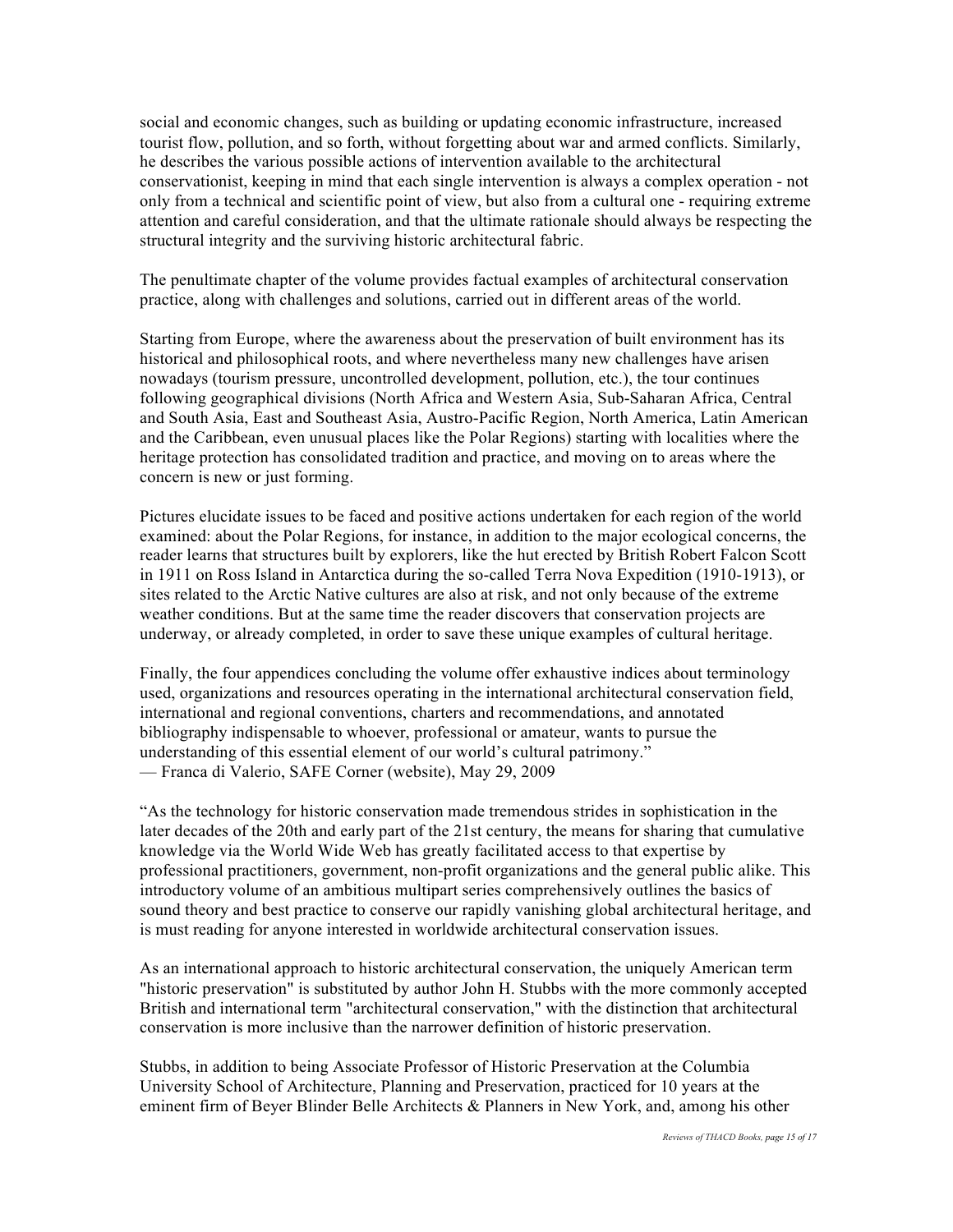social and economic changes, such as building or updating economic infrastructure, increased tourist flow, pollution, and so forth, without forgetting about war and armed conflicts. Similarly, he describes the various possible actions of intervention available to the architectural conservationist, keeping in mind that each single intervention is always a complex operation - not only from a technical and scientific point of view, but also from a cultural one - requiring extreme attention and careful consideration, and that the ultimate rationale should always be respecting the structural integrity and the surviving historic architectural fabric.

The penultimate chapter of the volume provides factual examples of architectural conservation practice, along with challenges and solutions, carried out in different areas of the world.

Starting from Europe, where the awareness about the preservation of built environment has its historical and philosophical roots, and where nevertheless many new challenges have arisen nowadays (tourism pressure, uncontrolled development, pollution, etc.), the tour continues following geographical divisions (North Africa and Western Asia, Sub-Saharan Africa, Central and South Asia, East and Southeast Asia, Austro-Pacific Region, North America, Latin American and the Caribbean, even unusual places like the Polar Regions) starting with localities where the heritage protection has consolidated tradition and practice, and moving on to areas where the concern is new or just forming.

Pictures elucidate issues to be faced and positive actions undertaken for each region of the world examined: about the Polar Regions, for instance, in addition to the major ecological concerns, the reader learns that structures built by explorers, like the hut erected by British Robert Falcon Scott in 1911 on Ross Island in Antarctica during the so-called Terra Nova Expedition (1910-1913), or sites related to the Arctic Native cultures are also at risk, and not only because of the extreme weather conditions. But at the same time the reader discovers that conservation projects are underway, or already completed, in order to save these unique examples of cultural heritage.

Finally, the four appendices concluding the volume offer exhaustive indices about terminology used, organizations and resources operating in the international architectural conservation field, international and regional conventions, charters and recommendations, and annotated bibliography indispensable to whoever, professional or amateur, wants to pursue the understanding of this essential element of our world's cultural patrimony."
— Franca di Valerio, SAFE Corner (website), May 29, 2009

"As the technology for historic conservation made tremendous strides in sophistication in the later decades of the 20th and early part of the 21st century, the means for sharing that cumulative knowledge via the World Wide Web has greatly facilitated access to that expertise by professional practitioners, government, non-profit organizations and the general public alike. This introductory volume of an ambitious multipart series comprehensively outlines the basics of sound theory and best practice to conserve our rapidly vanishing global architectural heritage, and is must reading for anyone interested in worldwide architectural conservation issues.

As an international approach to historic architectural conservation, the uniquely American term "historic preservation" is substituted by author John H. Stubbs with the more commonly accepted British and international term "architectural conservation," with the distinction that architectural conservation is more inclusive than the narrower definition of historic preservation.

Stubbs, in addition to being Associate Professor of Historic Preservation at the Columbia University School of Architecture, Planning and Preservation, practiced for 10 years at the eminent firm of Beyer Blinder Belle Architects & Planners in New York, and, among his other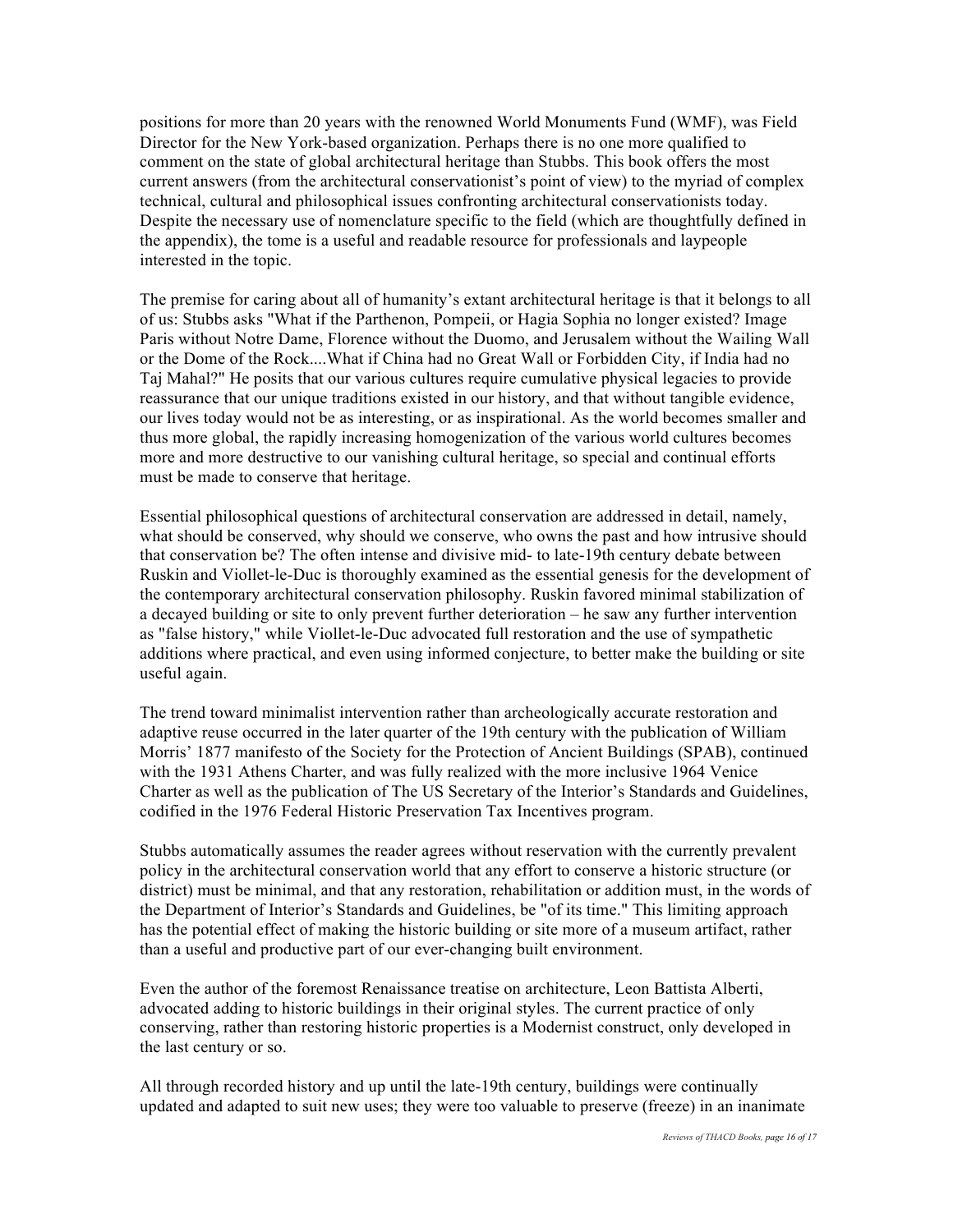positions for more than 20 years with the renowned World Monuments Fund (WMF), was Field Director for the New York-based organization. Perhaps there is no one more qualified to comment on the state of global architectural heritage than Stubbs. This book offers the most current answers (from the architectural conservationist's point of view) to the myriad of complex technical, cultural and philosophical issues confronting architectural conservationists today. Despite the necessary use of nomenclature specific to the field (which are thoughtfully defined in the appendix), the tome is a useful and readable resource for professionals and laypeople interested in the topic.

The premise for caring about all of humanity's extant architectural heritage is that it belongs to all of us: Stubbs asks "What if the Parthenon, Pompeii, or Hagia Sophia no longer existed? Image Paris without Notre Dame, Florence without the Duomo, and Jerusalem without the Wailing Wall or the Dome of the Rock....What if China had no Great Wall or Forbidden City, if India had no Taj Mahal?" He posits that our various cultures require cumulative physical legacies to provide reassurance that our unique traditions existed in our history, and that without tangible evidence, our lives today would not be as interesting, or as inspirational. As the world becomes smaller and thus more global, the rapidly increasing homogenization of the various world cultures becomes more and more destructive to our vanishing cultural heritage, so special and continual efforts must be made to conserve that heritage.

Essential philosophical questions of architectural conservation are addressed in detail, namely, what should be conserved, why should we conserve, who owns the past and how intrusive should that conservation be? The often intense and divisive mid- to late-19th century debate between Ruskin and Viollet-le-Duc is thoroughly examined as the essential genesis for the development of the contemporary architectural conservation philosophy. Ruskin favored minimal stabilization of a decayed building or site to only prevent further deterioration – he saw any further intervention as "false history," while Viollet-le-Duc advocated full restoration and the use of sympathetic additions where practical, and even using informed conjecture, to better make the building or site useful again.

The trend toward minimalist intervention rather than archeologically accurate restoration and adaptive reuse occurred in the later quarter of the 19th century with the publication of William Morris' 1877 manifesto of the Society for the Protection of Ancient Buildings (SPAB), continued with the 1931 Athens Charter, and was fully realized with the more inclusive 1964 Venice Charter as well as the publication of The US Secretary of the Interior's Standards and Guidelines, codified in the 1976 Federal Historic Preservation Tax Incentives program.

Stubbs automatically assumes the reader agrees without reservation with the currently prevalent policy in the architectural conservation world that any effort to conserve a historic structure (or district) must be minimal, and that any restoration, rehabilitation or addition must, in the words of the Department of Interior's Standards and Guidelines, be "of its time." This limiting approach has the potential effect of making the historic building or site more of a museum artifact, rather than a useful and productive part of our ever-changing built environment.

Even the author of the foremost Renaissance treatise on architecture, Leon Battista Alberti, advocated adding to historic buildings in their original styles. The current practice of only conserving, rather than restoring historic properties is a Modernist construct, only developed in the last century or so.

All through recorded history and up until the late-19th century, buildings were continually updated and adapted to suit new uses; they were too valuable to preserve (freeze) in an inanimate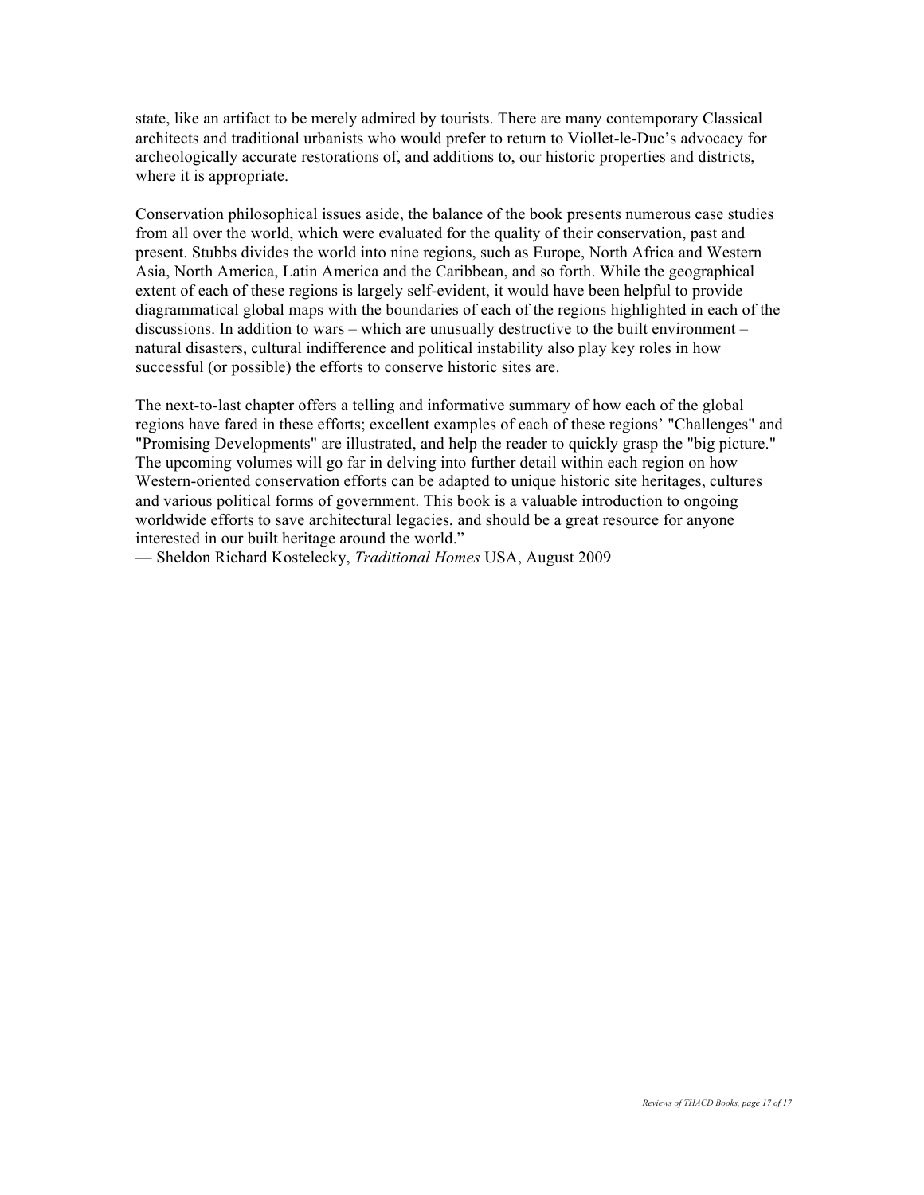state, like an artifact to be merely admired by tourists. There are many contemporary Classical architects and traditional urbanists who would prefer to return to Viollet-le-Duc's advocacy for archeologically accurate restorations of, and additions to, our historic properties and districts, where it is appropriate.

Conservation philosophical issues aside, the balance of the book presents numerous case studies from all over the world, which were evaluated for the quality of their conservation, past and present. Stubbs divides the world into nine regions, such as Europe, North Africa and Western Asia, North America, Latin America and the Caribbean, and so forth. While the geographical extent of each of these regions is largely self-evident, it would have been helpful to provide diagrammatical global maps with the boundaries of each of the regions highlighted in each of the discussions. In addition to wars – which are unusually destructive to the built environment – natural disasters, cultural indifference and political instability also play key roles in how successful (or possible) the efforts to conserve historic sites are.

The next-to-last chapter offers a telling and informative summary of how each of the global regions have fared in these efforts; excellent examples of each of these regions' "Challenges" and "Promising Developments" are illustrated, and help the reader to quickly grasp the "big picture." The upcoming volumes will go far in delving into further detail within each region on how Western-oriented conservation efforts can be adapted to unique historic site heritages, cultures and various political forms of government. This book is a valuable introduction to ongoing worldwide efforts to save architectural legacies, and should be a great resource for anyone interested in our built heritage around the world."
— Sheldon Richard Kostelecky, *Traditional Homes* USA, August 2009